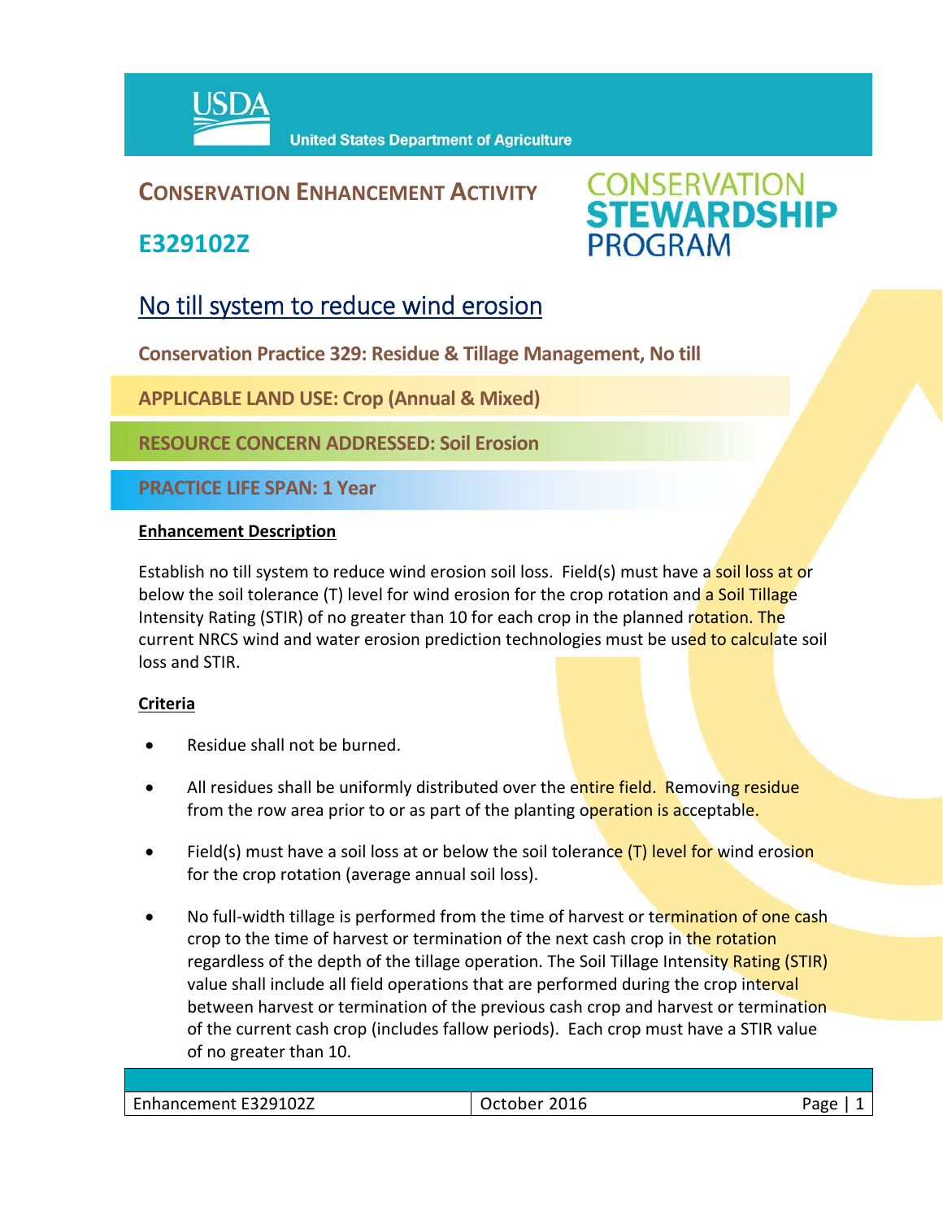USDA United States Department of Agriculture

# CONSERVATION ENHANCEMENT ACTIVITY

## E329102Z

CONSERVATION STEWARDSHIP PROGRAM

## No till system to reduce wind erosion

**Conservation Practice 329: Residue & Tillage Management, No till**

**APPLICABLE LAND USE: Crop (Annual & Mixed)**

**RESOURCE CONCERN ADDRESSED: Soil Erosion**

**PRACTICE LIFE SPAN: 1 Year**

**Enhancement Description**

Establish no till system to reduce wind erosion soil loss. Field(s) must have a soil loss at or below the soil tolerance (T) level for wind erosion for the crop rotation and a Soil Tillage Intensity Rating (STIR) of no greater than 10 for each crop in the planned rotation. The current NRCS wind and water erosion prediction technologies must be used to calculate soil loss and STIR.

**Criteria**

- Residue shall not be burned.
- All residues shall be uniformly distributed over the entire field. Removing residue from the row area prior to or as part of the planting operation is acceptable.
- Field(s) must have a soil loss at or below the soil tolerance (T) level for wind erosion for the crop rotation (average annual soil loss).
- No full-width tillage is performed from the time of harvest or termination of one cash crop to the time of harvest or termination of the next cash crop in the rotation regardless of the depth of the tillage operation. The Soil Tillage Intensity Rating (STIR) value shall include all field operations that are performed during the crop interval between harvest or termination of the previous cash crop and harvest or termination of the current cash crop (includes fallow periods). Each crop must have a STIR value of no greater than 10.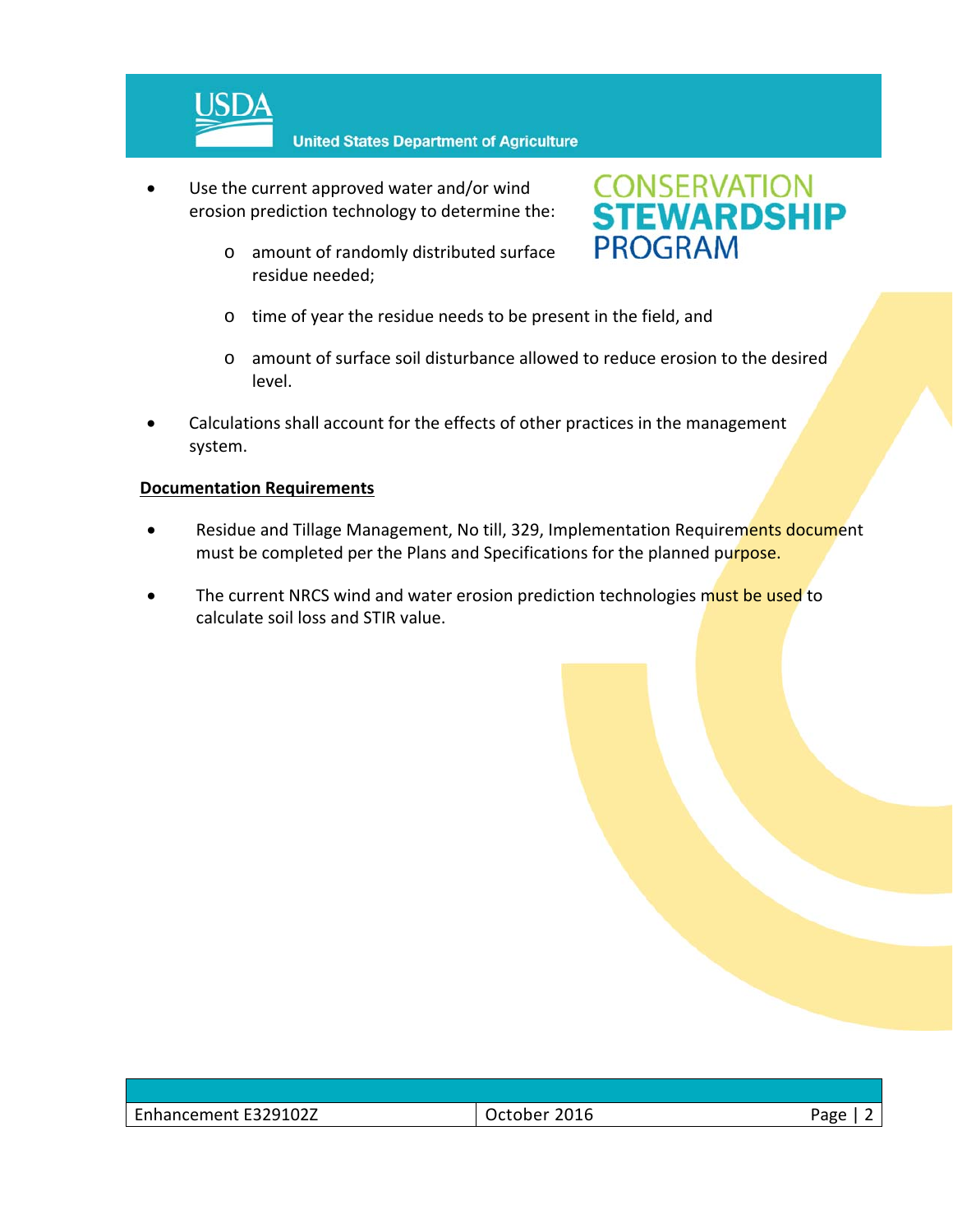- Use the current approved water and/or wind erosion prediction technology to determine the:
  - amount of randomly distributed surface residue needed;
  - time of year the residue needs to be present in the field, and
  - amount of surface soil disturbance allowed to reduce erosion to the desired level.
- Calculations shall account for the effects of other practices in the management system.

**Documentation Requirements**

- Residue and Tillage Management, No till, 329, Implementation Requirements document must be completed per the Plans and Specifications for the planned purpose.
- The current NRCS wind and water erosion prediction technologies must be used to calculate soil loss and STIR value.